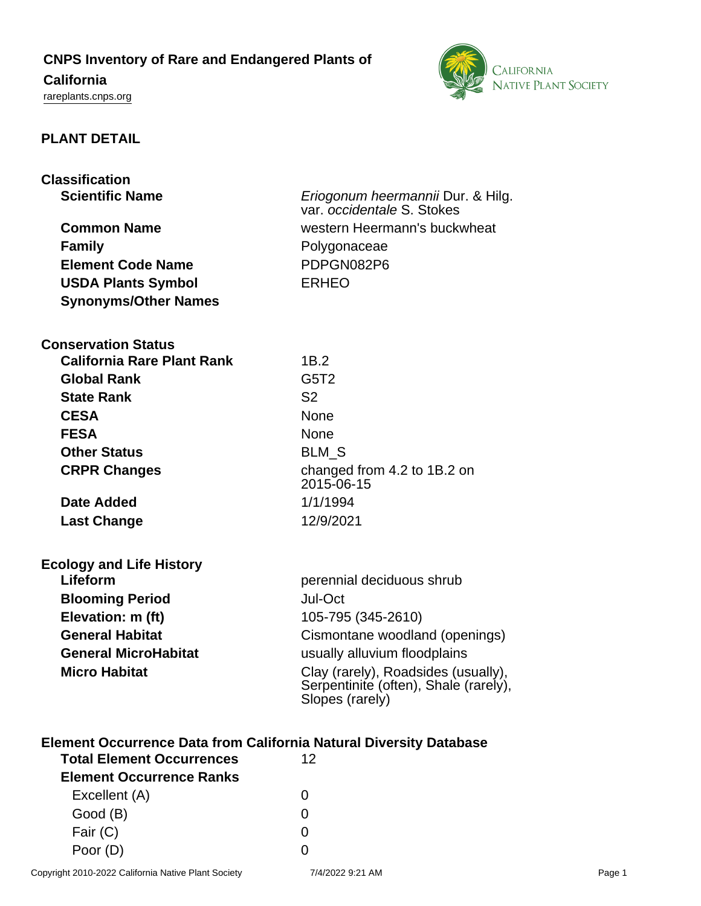# CNPS Inventory of Rare and Endangered Plants of California

rareplants.cnps.org

## PLANT DETAIL

### Classification

| | |
|---|---|
| **Scientific Name** | *Eriogonum heermannii* Dur. & Hilg. var. *occidentale* S. Stokes |
| **Common Name** | western Heermann's buckwheat |
| **Family** | Polygonaceae |
| **Element Code Name** | PDPGN082P6 |
| **USDA Plants Symbol** | ERHEO |
| **Synonyms/Other Names** | |

### Conservation Status

| | |
|---|---|
| **California Rare Plant Rank** | 1B.2 |
| **Global Rank** | G5T2 |
| **State Rank** | S2 |
| **CESA** | None |
| **FESA** | None |
| **Other Status** | BLM_S |
| **CRPR Changes** | changed from 4.2 to 1B.2 on 2015-06-15 |
| **Date Added** | 1/1/1994 |
| **Last Change** | 12/9/2021 |

### Ecology and Life History

| | |
|---|---|
| **Lifeform** | perennial deciduous shrub |
| **Blooming Period** | Jul-Oct |
| **Elevation: m (ft)** | 105-795 (345-2610) |
| **General Habitat** | Cismontane woodland (openings) |
| **General MicroHabitat** | usually alluvium floodplains |
| **Micro Habitat** | Clay (rarely), Roadsides (usually), Serpentinite (often), Shale (rarely), Slopes (rarely) |

### Element Occurrence Data from California Natural Diversity Database

| | |
|---|---|
| **Total Element Occurrences** | 12 |
| **Element Occurrence Ranks** | |
| Excellent (A) | 0 |
| Good (B) | 0 |
| Fair (C) | 0 |
| Poor (D) | 0 |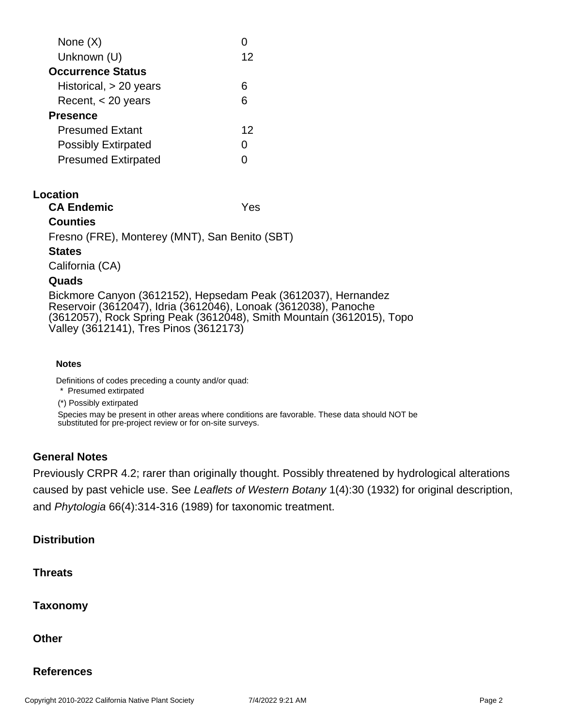| | |
|---|---|
| None (X) | 0 |
| Unknown (U) | 12 |
| **Occurrence Status** | |
| Historical, > 20 years | 6 |
| Recent, < 20 years | 6 |
| **Presence** | |
| Presumed Extant | 12 |
| Possibly Extirpated | 0 |
| Presumed Extirpated | 0 |

## Location

**CA Endemic** Yes

**Counties**

Fresno (FRE), Monterey (MNT), San Benito (SBT)

**States**

California (CA)

**Quads**

Bickmore Canyon (3612152), Hepsedam Peak (3612037), Hernandez Reservoir (3612047), Idria (3612046), Lonoak (3612038), Panoche (3612057), Rock Spring Peak (3612048), Smith Mountain (3612015), Topo Valley (3612141), Tres Pinos (3612173)

**Notes**

Definitions of codes preceding a county and/or quad:

\* Presumed extirpated

(*) Possibly extirpated

Species may be present in other areas where conditions are favorable. These data should NOT be substituted for pre-project review or for on-site surveys.

## General Notes

Previously CRPR 4.2; rarer than originally thought. Possibly threatened by hydrological alterations caused by past vehicle use. See *Leaflets of Western Botany* 1(4):30 (1932) for original description, and *Phytologia* 66(4):314-316 (1989) for taxonomic treatment.

## Distribution

## Threats

## Taxonomy

## Other

## References